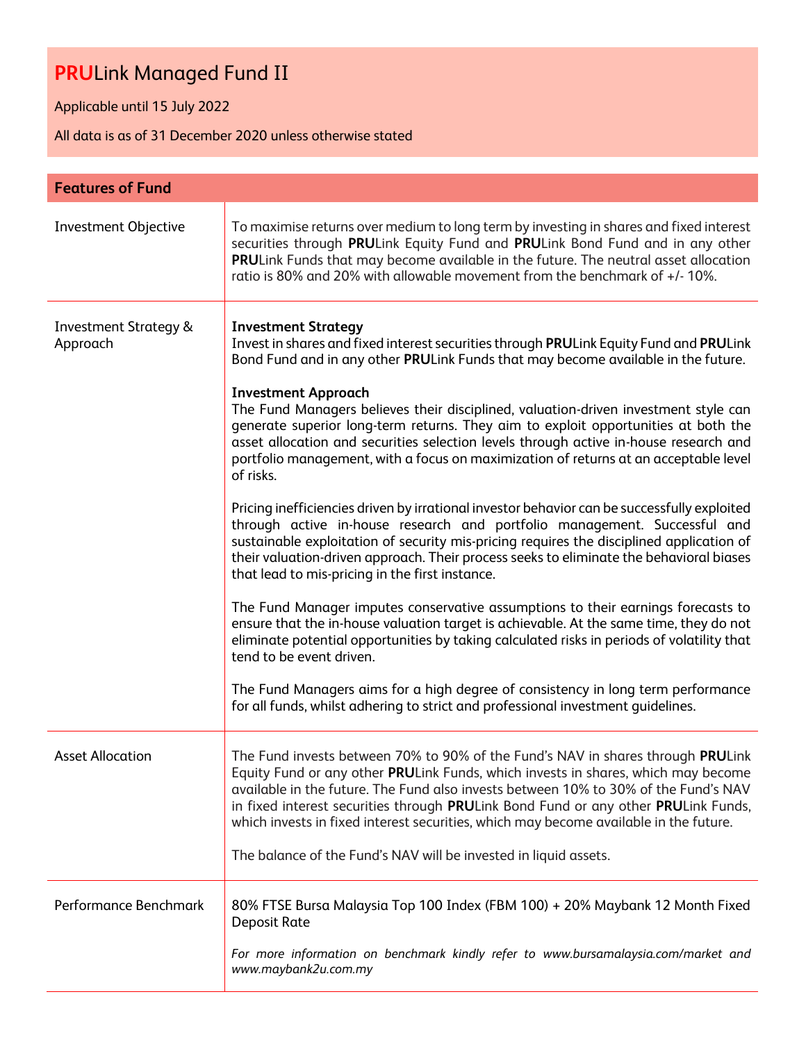# **PRU**Link Managed Fund II

Applicable until 15 July 2022

All data is as of 31 December 2020 unless otherwise stated

| **Features of Fund** | |
|---|---|
| Investment Objective | To maximise returns over medium to long term by investing in shares and fixed interest securities through **PRU**Link Equity Fund and **PRU**Link Bond Fund and in any other **PRU**Link Funds that may become available in the future. The neutral asset allocation ratio is 80% and 20% with allowable movement from the benchmark of +/- 10%. |
| Investment Strategy & Approach | **Investment Strategy**<br>Invest in shares and fixed interest securities through **PRU**Link Equity Fund and **PRU**Link Bond Fund and in any other **PRU**Link Funds that may become available in the future.<br><br>**Investment Approach**<br>The Fund Managers believes their disciplined, valuation-driven investment style can generate superior long-term returns. They aim to exploit opportunities at both the asset allocation and securities selection levels through active in-house research and portfolio management, with a focus on maximization of returns at an acceptable level of risks.<br><br>Pricing inefficiencies driven by irrational investor behavior can be successfully exploited through active in-house research and portfolio management. Successful and sustainable exploitation of security mis-pricing requires the disciplined application of their valuation-driven approach. Their process seeks to eliminate the behavioral biases that lead to mis-pricing in the first instance.<br><br>The Fund Manager imputes conservative assumptions to their earnings forecasts to ensure that the in-house valuation target is achievable. At the same time, they do not eliminate potential opportunities by taking calculated risks in periods of volatility that tend to be event driven.<br><br>The Fund Managers aims for a high degree of consistency in long term performance for all funds, whilst adhering to strict and professional investment guidelines. |
| Asset Allocation | The Fund invests between 70% to 90% of the Fund's NAV in shares through **PRU**Link Equity Fund or any other **PRU**Link Funds, which invests in shares, which may become available in the future. The Fund also invests between 10% to 30% of the Fund's NAV in fixed interest securities through **PRU**Link Bond Fund or any other **PRU**Link Funds, which invests in fixed interest securities, which may become available in the future.<br><br>The balance of the Fund's NAV will be invested in liquid assets. |
| Performance Benchmark | 80% FTSE Bursa Malaysia Top 100 Index (FBM 100) + 20% Maybank 12 Month Fixed Deposit Rate<br><br>*For more information on benchmark kindly refer to www.bursamalaysia.com/market and www.maybank2u.com.my* |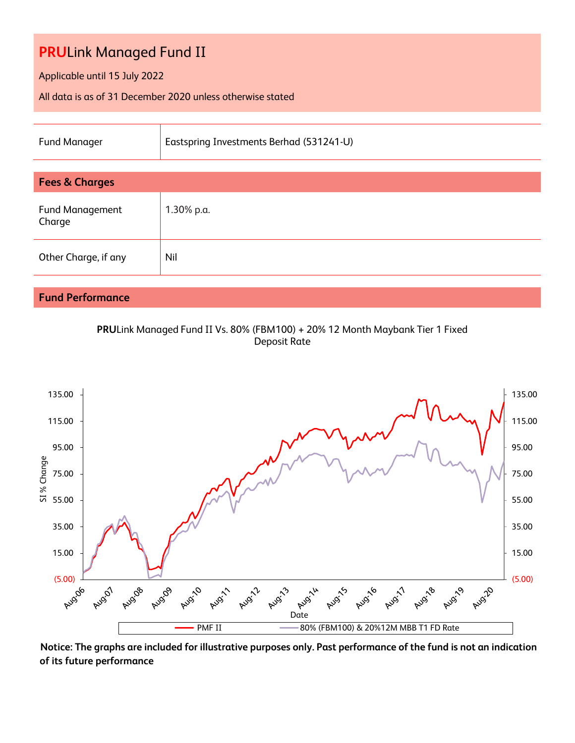# **PRU**Link Managed Fund II

Applicable until 15 July 2022

All data is as of 31 December 2020 unless otherwise stated

| Fund Manager | Eastspring Investments Berhad (531241-U) |
| --- | --- |

## Fees & Charges

| Fund Management Charge | 1.30% p.a. |
| --- | --- |
| Other Charge, if any | Nil |

## Fund Performance

**PRU**Link Managed Fund II Vs. 80% (FBM100) + 20% 12 Month Maybank Tier 1 Fixed Deposit Rate

**Notice: The graphs are included for illustrative purposes only. Past performance of the fund is not an indication of its future performance**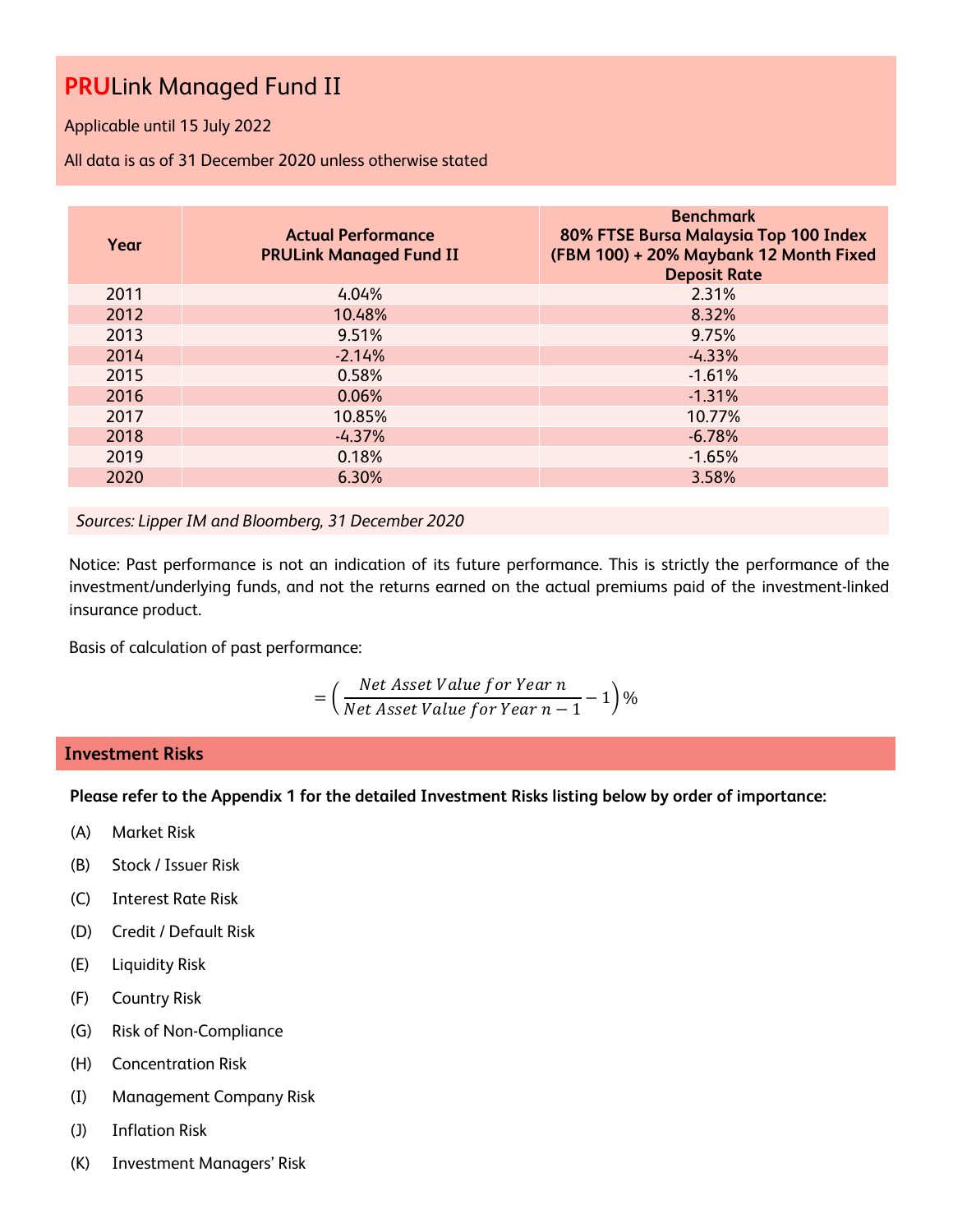# **PRU**Link Managed Fund II

Applicable until 15 July 2022

All data is as of 31 December 2020 unless otherwise stated

| Year | Actual Performance PRULink Managed Fund II | Benchmark 80% FTSE Bursa Malaysia Top 100 Index (FBM 100) + 20% Maybank 12 Month Fixed Deposit Rate |
|---|---|---|
| 2011 | 4.04% | 2.31% |
| 2012 | 10.48% | 8.32% |
| 2013 | 9.51% | 9.75% |
| 2014 | -2.14% | -4.33% |
| 2015 | 0.58% | -1.61% |
| 2016 | 0.06% | -1.31% |
| 2017 | 10.85% | 10.77% |
| 2018 | -4.37% | -6.78% |
| 2019 | 0.18% | -1.65% |
| 2020 | 6.30% | 3.58% |

*Sources: Lipper IM and Bloomberg, 31 December 2020*

Notice: Past performance is not an indication of its future performance. This is strictly the performance of the investment/underlying funds, and not the returns earned on the actual premiums paid of the investment-linked insurance product.

Basis of calculation of past performance:

$$= \left( \frac{Net\ Asset\ Value\ for\ Year\ n}{Net\ Asset\ Value\ for\ Year\ n-1} - 1 \right)\%$$

## Investment Risks

**Please refer to the Appendix 1 for the detailed Investment Risks listing below by order of importance:**

(A) Market Risk

(B) Stock / Issuer Risk

(C) Interest Rate Risk

(D) Credit / Default Risk

(E) Liquidity Risk

(F) Country Risk

(G) Risk of Non-Compliance

(H) Concentration Risk

(I) Management Company Risk

(J) Inflation Risk

(K) Investment Managers' Risk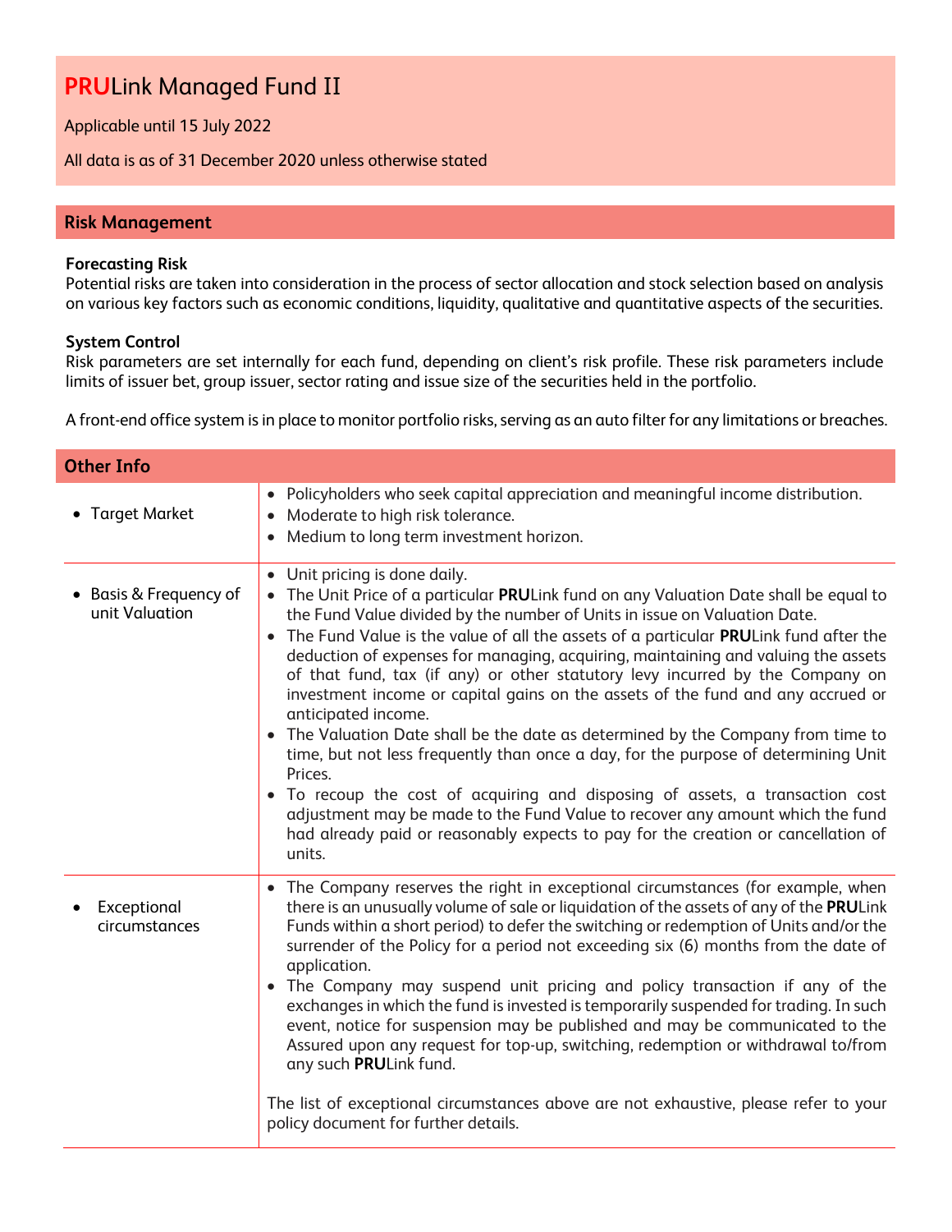# **PRU**Link Managed Fund II

Applicable until 15 July 2022

All data is as of 31 December 2020 unless otherwise stated

## Risk Management

**Forecasting Risk**
Potential risks are taken into consideration in the process of sector allocation and stock selection based on analysis on various key factors such as economic conditions, liquidity, qualitative and quantitative aspects of the securities.

**System Control**
Risk parameters are set internally for each fund, depending on client's risk profile. These risk parameters include limits of issuer bet, group issuer, sector rating and issue size of the securities held in the portfolio.

A front-end office system is in place to monitor portfolio risks, serving as an auto filter for any limitations or breaches.

## Other Info

| | |
|---|---|
| • Target Market | • Policyholders who seek capital appreciation and meaningful income distribution.<br>• Moderate to high risk tolerance.<br>• Medium to long term investment horizon. |
| • Basis & Frequency of unit Valuation | • Unit pricing is done daily.<br>• The Unit Price of a particular **PRU**Link fund on any Valuation Date shall be equal to the Fund Value divided by the number of Units in issue on Valuation Date.<br>• The Fund Value is the value of all the assets of a particular **PRU**Link fund after the deduction of expenses for managing, acquiring, maintaining and valuing the assets of that fund, tax (if any) or other statutory levy incurred by the Company on investment income or capital gains on the assets of the fund and any accrued or anticipated income.<br>• The Valuation Date shall be the date as determined by the Company from time to time, but not less frequently than once a day, for the purpose of determining Unit Prices.<br>• To recoup the cost of acquiring and disposing of assets, a transaction cost adjustment may be made to the Fund Value to recover any amount which the fund had already paid or reasonably expects to pay for the creation or cancellation of units. |
| • Exceptional circumstances | • The Company reserves the right in exceptional circumstances (for example, when there is an unusually volume of sale or liquidation of the assets of any of the **PRU**Link Funds within a short period) to defer the switching or redemption of Units and/or the surrender of the Policy for a period not exceeding six (6) months from the date of application.<br>• The Company may suspend unit pricing and policy transaction if any of the exchanges in which the fund is invested is temporarily suspended for trading. In such event, notice for suspension may be published and may be communicated to the Assured upon any request for top-up, switching, redemption or withdrawal to/from any such **PRU**Link fund.<br><br>The list of exceptional circumstances above are not exhaustive, please refer to your policy document for further details. |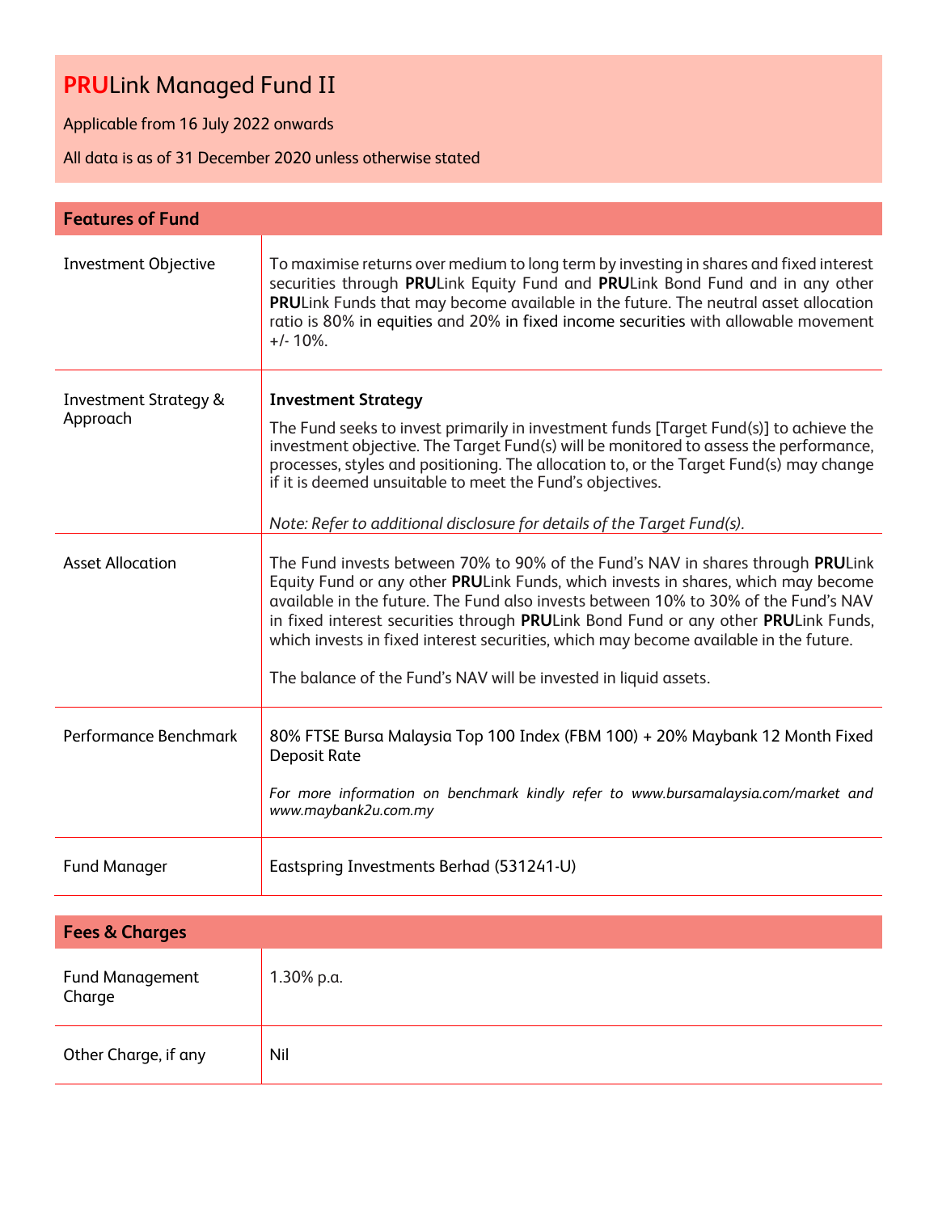# **PRU**Link Managed Fund II

Applicable from 16 July 2022 onwards

All data is as of 31 December 2020 unless otherwise stated

| **Features of Fund** | |
|---|---|
| Investment Objective | To maximise returns over medium to long term by investing in shares and fixed interest securities through **PRU**Link Equity Fund and **PRU**Link Bond Fund and in any other **PRU**Link Funds that may become available in the future. The neutral asset allocation ratio is 80% in equities and 20% in fixed income securities with allowable movement +/- 10%. |
| Investment Strategy & Approach | **Investment Strategy**<br><br>The Fund seeks to invest primarily in investment funds [Target Fund(s)] to achieve the investment objective. The Target Fund(s) will be monitored to assess the performance, processes, styles and positioning. The allocation to, or the Target Fund(s) may change if it is deemed unsuitable to meet the Fund's objectives.<br><br>*Note: Refer to additional disclosure for details of the Target Fund(s).* |
| Asset Allocation | The Fund invests between 70% to 90% of the Fund's NAV in shares through **PRU**Link Equity Fund or any other **PRU**Link Funds, which invests in shares, which may become available in the future. The Fund also invests between 10% to 30% of the Fund's NAV in fixed interest securities through **PRU**Link Bond Fund or any other **PRU**Link Funds, which invests in fixed interest securities, which may become available in the future.<br><br>The balance of the Fund's NAV will be invested in liquid assets. |
| Performance Benchmark | 80% FTSE Bursa Malaysia Top 100 Index (FBM 100) + 20% Maybank 12 Month Fixed Deposit Rate<br><br>*For more information on benchmark kindly refer to www.bursamalaysia.com/market and www.maybank2u.com.my* |
| Fund Manager | Eastspring Investments Berhad (531241-U) |

| **Fees & Charges** | |
|---|---|
| Fund Management Charge | 1.30% p.a. |
| Other Charge, if any | Nil |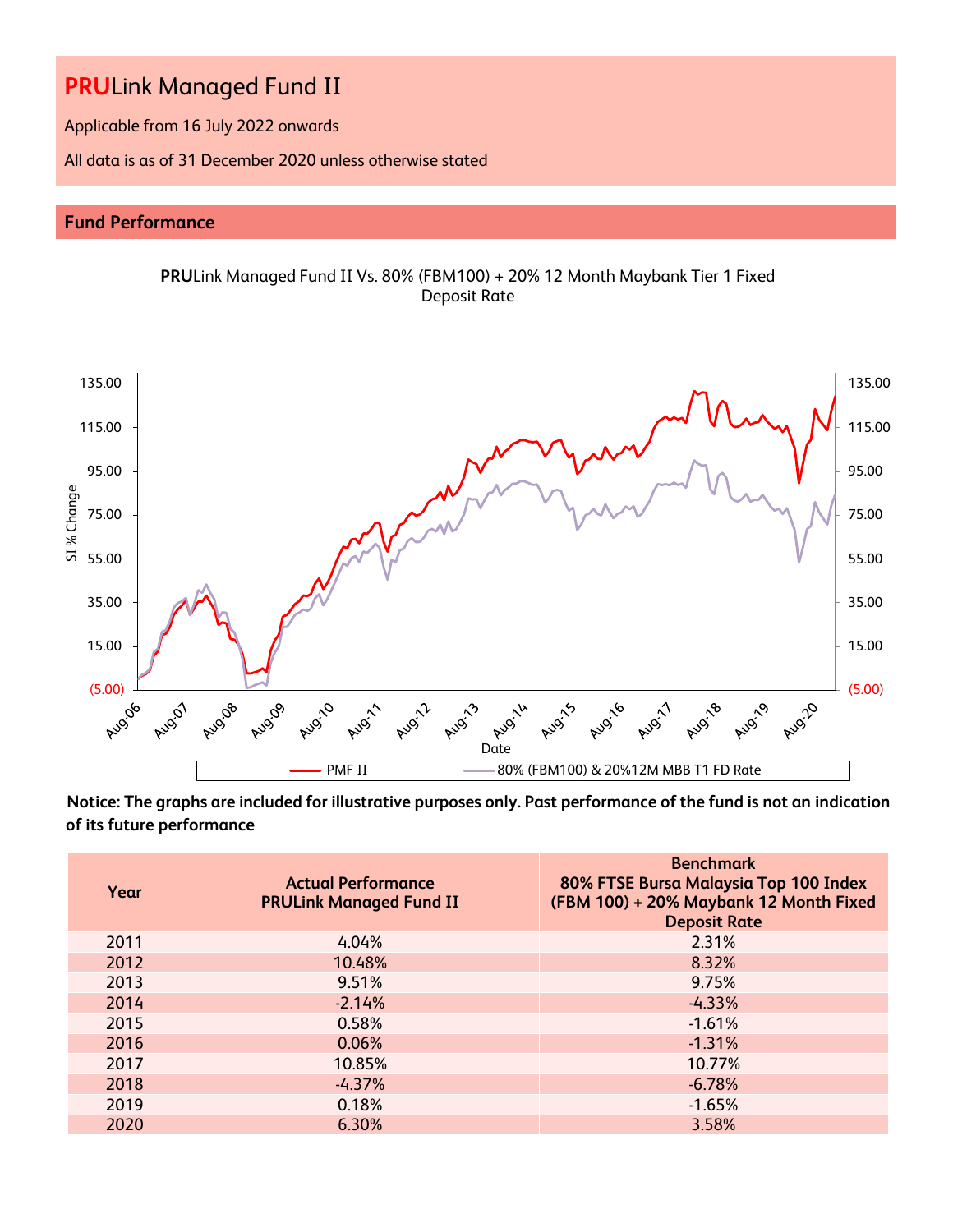# **PRU**Link Managed Fund II

Applicable from 16 July 2022 onwards

All data is as of 31 December 2020 unless otherwise stated

## Fund Performance

**PRU**Link Managed Fund II Vs. 80% (FBM100) + 20% 12 Month Maybank Tier 1 Fixed Deposit Rate

**Notice: The graphs are included for illustrative purposes only. Past performance of the fund is not an indication of its future performance**

| Year | Actual Performance PRULink Managed Fund II | Benchmark 80% FTSE Bursa Malaysia Top 100 Index (FBM 100) + 20% Maybank 12 Month Fixed Deposit Rate |
|---|---|---|
| 2011 | 4.04% | 2.31% |
| 2012 | 10.48% | 8.32% |
| 2013 | 9.51% | 9.75% |
| 2014 | -2.14% | -4.33% |
| 2015 | 0.58% | -1.61% |
| 2016 | 0.06% | -1.31% |
| 2017 | 10.85% | 10.77% |
| 2018 | -4.37% | -6.78% |
| 2019 | 0.18% | -1.65% |
| 2020 | 6.30% | 3.58% |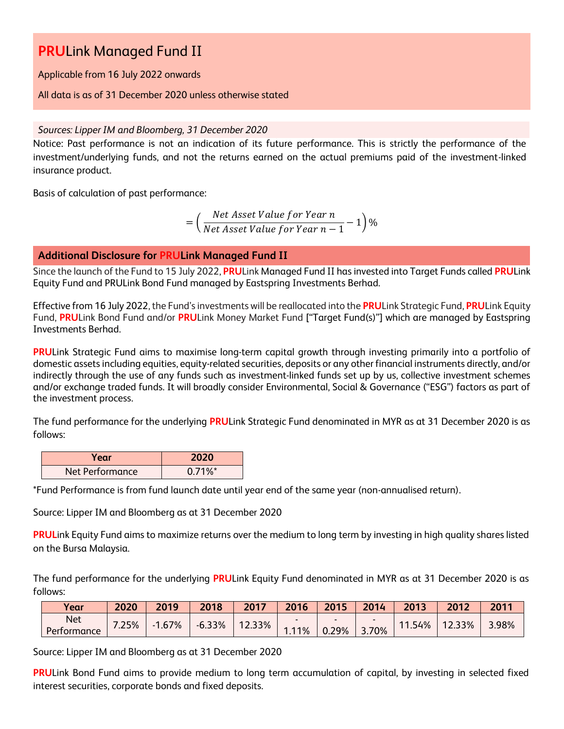# PRULink Managed Fund II

Applicable from 16 July 2022 onwards

All data is as of 31 December 2020 unless otherwise stated

*Sources: Lipper IM and Bloomberg, 31 December 2020*

Notice: Past performance is not an indication of its future performance. This is strictly the performance of the investment/underlying funds, and not the returns earned on the actual premiums paid of the investment-linked insurance product.

Basis of calculation of past performance:

$$= \left( \frac{Net\ Asset\ Value\ for\ Year\ n}{Net\ Asset\ Value\ for\ Year\ n-1} - 1 \right)\%$$

## Additional Disclosure for PRULink Managed Fund II

Since the launch of the Fund to 15 July 2022, **PRU**Link Managed Fund II has invested into Target Funds called **PRU**Link Equity Fund and PRULink Bond Fund managed by Eastspring Investments Berhad.

Effective from 16 July 2022, the Fund's investments will be reallocated into the **PRU**Link Strategic Fund, **PRU**Link Equity Fund, **PRU**Link Bond Fund and/or **PRU**Link Money Market Fund ["Target Fund(s)"] which are managed by Eastspring Investments Berhad.

**PRU**Link Strategic Fund aims to maximise long-term capital growth through investing primarily into a portfolio of domestic assets including equities, equity-related securities, deposits or any other financial instruments directly, and/or indirectly through the use of any funds such as investment-linked funds set up by us, collective investment schemes and/or exchange traded funds. It will broadly consider Environmental, Social & Governance ("ESG") factors as part of the investment process.

The fund performance for the underlying **PRU**Link Strategic Fund denominated in MYR as at 31 December 2020 is as follows:

| Year | 2020 |
|---|---|
| Net Performance | 0.71%* |

*Fund Performance is from fund launch date until year end of the same year (non-annualised return).

Source: Lipper IM and Bloomberg as at 31 December 2020

**PRU**Link Equity Fund aims to maximize returns over the medium to long term by investing in high quality shares listed on the Bursa Malaysia.

The fund performance for the underlying **PRU**Link Equity Fund denominated in MYR as at 31 December 2020 is as follows:

| Year | 2020 | 2019 | 2018 | 2017 | 2016 | 2015 | 2014 | 2013 | 2012 | 2011 |
|---|---|---|---|---|---|---|---|---|---|---|
| Net Performance | 7.25% | -1.67% | -6.33% | 12.33% | -1.11% | -0.29% | -3.70% | 11.54% | 12.33% | 3.98% |

Source: Lipper IM and Bloomberg as at 31 December 2020

**PRU**Link Bond Fund aims to provide medium to long term accumulation of capital, by investing in selected fixed interest securities, corporate bonds and fixed deposits.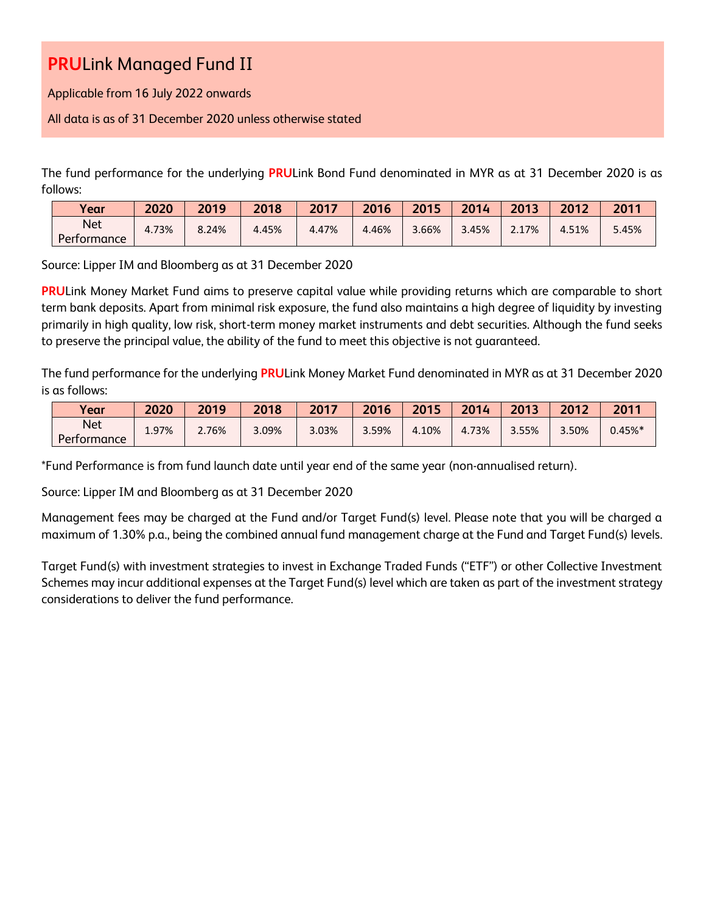# **PRU**Link Managed Fund II

Applicable from 16 July 2022 onwards

All data is as of 31 December 2020 unless otherwise stated

The fund performance for the underlying **PRU**Link Bond Fund denominated in MYR as at 31 December 2020 is as follows:

| Year | 2020 | 2019 | 2018 | 2017 | 2016 | 2015 | 2014 | 2013 | 2012 | 2011 |
|---|---|---|---|---|---|---|---|---|---|---|
| Net Performance | 4.73% | 8.24% | 4.45% | 4.47% | 4.46% | 3.66% | 3.45% | 2.17% | 4.51% | 5.45% |

Source: Lipper IM and Bloomberg as at 31 December 2020

**PRU**Link Money Market Fund aims to preserve capital value while providing returns which are comparable to short term bank deposits. Apart from minimal risk exposure, the fund also maintains a high degree of liquidity by investing primarily in high quality, low risk, short-term money market instruments and debt securities. Although the fund seeks to preserve the principal value, the ability of the fund to meet this objective is not guaranteed.

The fund performance for the underlying **PRU**Link Money Market Fund denominated in MYR as at 31 December 2020 is as follows:

| Year | 2020 | 2019 | 2018 | 2017 | 2016 | 2015 | 2014 | 2013 | 2012 | 2011 |
|---|---|---|---|---|---|---|---|---|---|---|
| Net Performance | 1.97% | 2.76% | 3.09% | 3.03% | 3.59% | 4.10% | 4.73% | 3.55% | 3.50% | 0.45%* |

*Fund Performance is from fund launch date until year end of the same year (non-annualised return).

Source: Lipper IM and Bloomberg as at 31 December 2020

Management fees may be charged at the Fund and/or Target Fund(s) level. Please note that you will be charged a maximum of 1.30% p.a., being the combined annual fund management charge at the Fund and Target Fund(s) levels.

Target Fund(s) with investment strategies to invest in Exchange Traded Funds ("ETF") or other Collective Investment Schemes may incur additional expenses at the Target Fund(s) level which are taken as part of the investment strategy considerations to deliver the fund performance.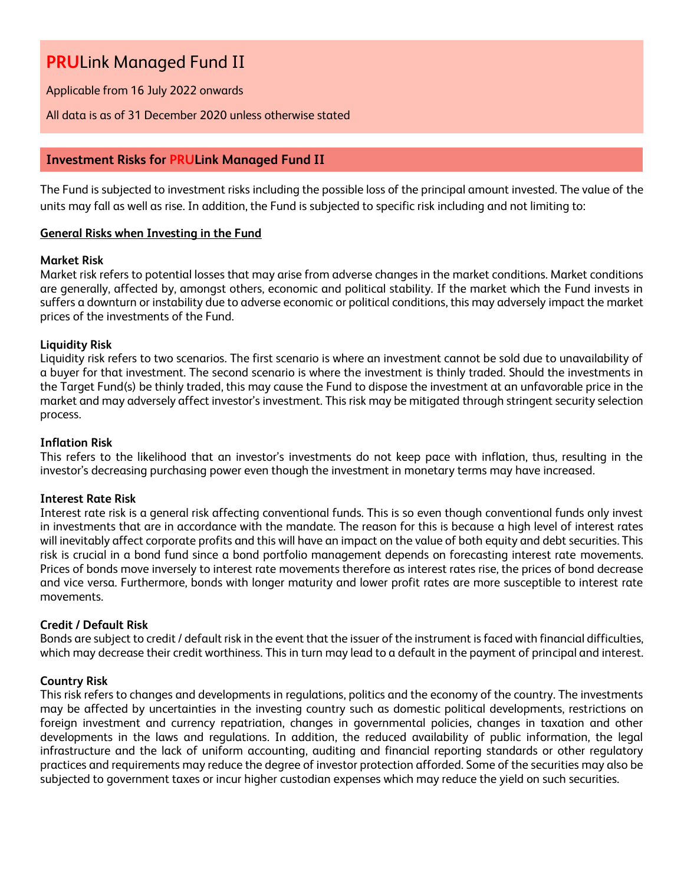# PRULink Managed Fund II

Applicable from 16 July 2022 onwards

All data is as of 31 December 2020 unless otherwise stated

## Investment Risks for PRULink Managed Fund II

The Fund is subjected to investment risks including the possible loss of the principal amount invested. The value of the units may fall as well as rise. In addition, the Fund is subjected to specific risk including and not limiting to:

### General Risks when Investing in the Fund

**Market Risk**
Market risk refers to potential losses that may arise from adverse changes in the market conditions. Market conditions are generally, affected by, amongst others, economic and political stability. If the market which the Fund invests in suffers a downturn or instability due to adverse economic or political conditions, this may adversely impact the market prices of the investments of the Fund.

**Liquidity Risk**
Liquidity risk refers to two scenarios. The first scenario is where an investment cannot be sold due to unavailability of a buyer for that investment. The second scenario is where the investment is thinly traded. Should the investments in the Target Fund(s) be thinly traded, this may cause the Fund to dispose the investment at an unfavorable price in the market and may adversely affect investor's investment. This risk may be mitigated through stringent security selection process.

**Inflation Risk**
This refers to the likelihood that an investor's investments do not keep pace with inflation, thus, resulting in the investor's decreasing purchasing power even though the investment in monetary terms may have increased.

**Interest Rate Risk**
Interest rate risk is a general risk affecting conventional funds. This is so even though conventional funds only invest in investments that are in accordance with the mandate. The reason for this is because a high level of interest rates will inevitably affect corporate profits and this will have an impact on the value of both equity and debt securities. This risk is crucial in a bond fund since a bond portfolio management depends on forecasting interest rate movements. Prices of bonds move inversely to interest rate movements therefore as interest rates rise, the prices of bond decrease and vice versa. Furthermore, bonds with longer maturity and lower profit rates are more susceptible to interest rate movements.

**Credit / Default Risk**
Bonds are subject to credit / default risk in the event that the issuer of the instrument is faced with financial difficulties, which may decrease their credit worthiness. This in turn may lead to a default in the payment of principal and interest.

**Country Risk**
This risk refers to changes and developments in regulations, politics and the economy of the country. The investments may be affected by uncertainties in the investing country such as domestic political developments, restrictions on foreign investment and currency repatriation, changes in governmental policies, changes in taxation and other developments in the laws and regulations. In addition, the reduced availability of public information, the legal infrastructure and the lack of uniform accounting, auditing and financial reporting standards or other regulatory practices and requirements may reduce the degree of investor protection afforded. Some of the securities may also be subjected to government taxes or incur higher custodian expenses which may reduce the yield on such securities.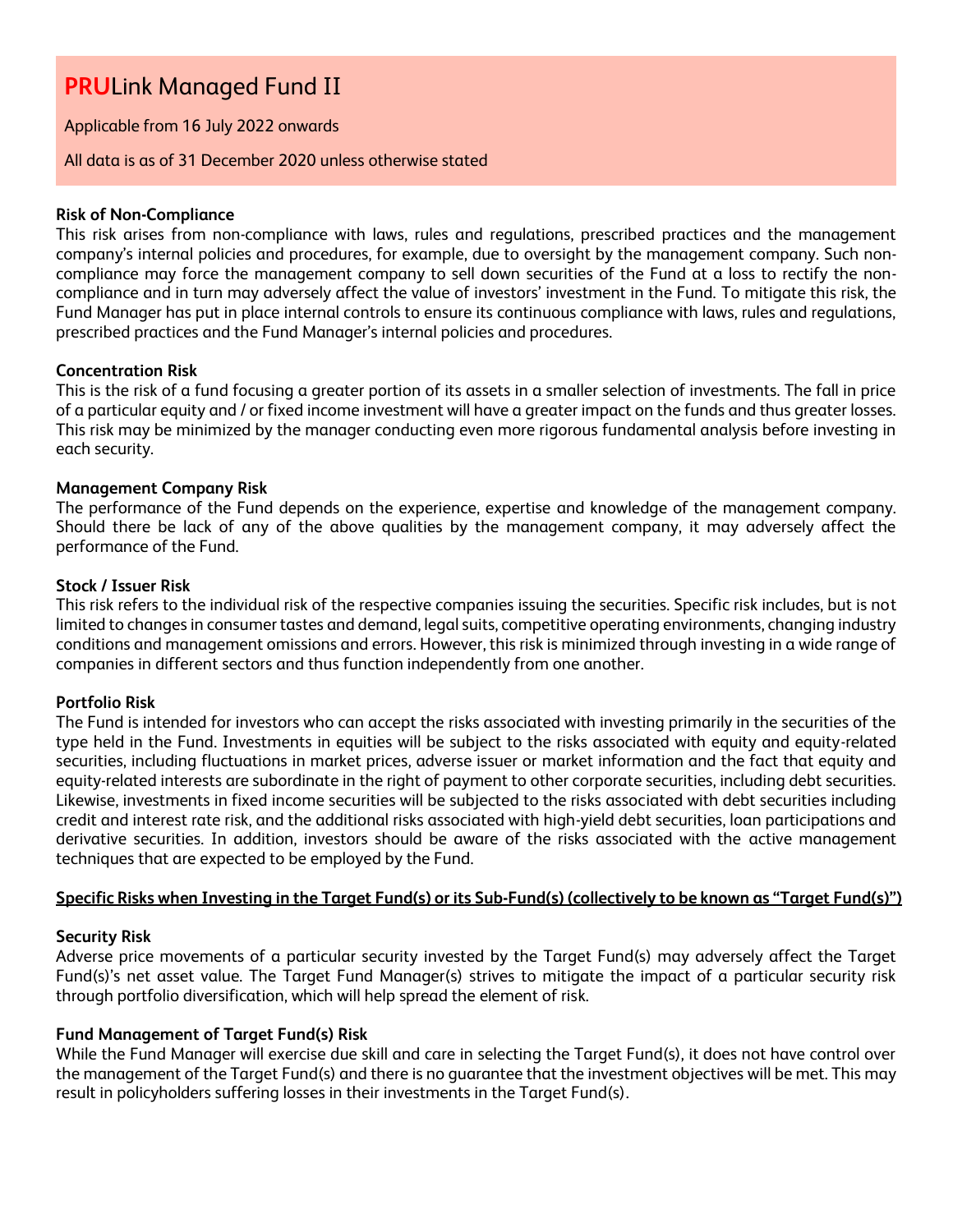# PRULink Managed Fund II

Applicable from 16 July 2022 onwards

All data is as of 31 December 2020 unless otherwise stated

**Risk of Non-Compliance**
This risk arises from non-compliance with laws, rules and regulations, prescribed practices and the management company's internal policies and procedures, for example, due to oversight by the management company. Such non-compliance may force the management company to sell down securities of the Fund at a loss to rectify the non-compliance and in turn may adversely affect the value of investors' investment in the Fund. To mitigate this risk, the Fund Manager has put in place internal controls to ensure its continuous compliance with laws, rules and regulations, prescribed practices and the Fund Manager's internal policies and procedures.

**Concentration Risk**
This is the risk of a fund focusing a greater portion of its assets in a smaller selection of investments. The fall in price of a particular equity and / or fixed income investment will have a greater impact on the funds and thus greater losses. This risk may be minimized by the manager conducting even more rigorous fundamental analysis before investing in each security.

**Management Company Risk**
The performance of the Fund depends on the experience, expertise and knowledge of the management company. Should there be lack of any of the above qualities by the management company, it may adversely affect the performance of the Fund.

**Stock / Issuer Risk**
This risk refers to the individual risk of the respective companies issuing the securities. Specific risk includes, but is not limited to changes in consumer tastes and demand, legal suits, competitive operating environments, changing industry conditions and management omissions and errors. However, this risk is minimized through investing in a wide range of companies in different sectors and thus function independently from one another.

**Portfolio Risk**
The Fund is intended for investors who can accept the risks associated with investing primarily in the securities of the type held in the Fund. Investments in equities will be subject to the risks associated with equity and equity-related securities, including fluctuations in market prices, adverse issuer or market information and the fact that equity and equity-related interests are subordinate in the right of payment to other corporate securities, including debt securities. Likewise, investments in fixed income securities will be subjected to the risks associated with debt securities including credit and interest rate risk, and the additional risks associated with high-yield debt securities, loan participations and derivative securities. In addition, investors should be aware of the risks associated with the active management techniques that are expected to be employed by the Fund.

**Specific Risks when Investing in the Target Fund(s) or its Sub-Fund(s) (collectively to be known as "Target Fund(s)")**

**Security Risk**
Adverse price movements of a particular security invested by the Target Fund(s) may adversely affect the Target Fund(s)'s net asset value. The Target Fund Manager(s) strives to mitigate the impact of a particular security risk through portfolio diversification, which will help spread the element of risk.

**Fund Management of Target Fund(s) Risk**
While the Fund Manager will exercise due skill and care in selecting the Target Fund(s), it does not have control over the management of the Target Fund(s) and there is no guarantee that the investment objectives will be met. This may result in policyholders suffering losses in their investments in the Target Fund(s).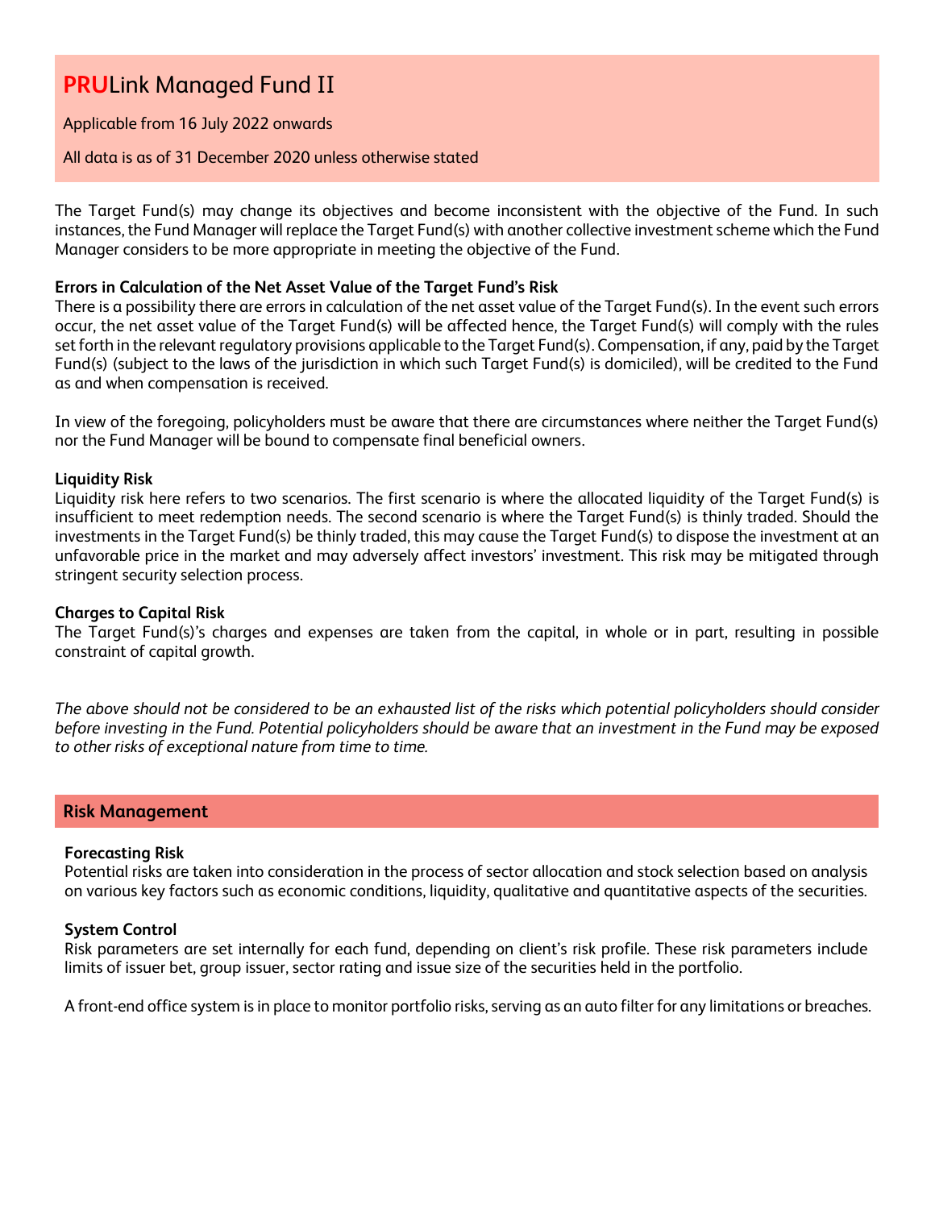# PRULink Managed Fund II

Applicable from 16 July 2022 onwards

All data is as of 31 December 2020 unless otherwise stated

The Target Fund(s) may change its objectives and become inconsistent with the objective of the Fund. In such instances, the Fund Manager will replace the Target Fund(s) with another collective investment scheme which the Fund Manager considers to be more appropriate in meeting the objective of the Fund.

**Errors in Calculation of the Net Asset Value of the Target Fund's Risk**
There is a possibility there are errors in calculation of the net asset value of the Target Fund(s). In the event such errors occur, the net asset value of the Target Fund(s) will be affected hence, the Target Fund(s) will comply with the rules set forth in the relevant regulatory provisions applicable to the Target Fund(s). Compensation, if any, paid by the Target Fund(s) (subject to the laws of the jurisdiction in which such Target Fund(s) is domiciled), will be credited to the Fund as and when compensation is received.

In view of the foregoing, policyholders must be aware that there are circumstances where neither the Target Fund(s) nor the Fund Manager will be bound to compensate final beneficial owners.

**Liquidity Risk**
Liquidity risk here refers to two scenarios. The first scenario is where the allocated liquidity of the Target Fund(s) is insufficient to meet redemption needs. The second scenario is where the Target Fund(s) is thinly traded. Should the investments in the Target Fund(s) be thinly traded, this may cause the Target Fund(s) to dispose the investment at an unfavorable price in the market and may adversely affect investors' investment. This risk may be mitigated through stringent security selection process.

**Charges to Capital Risk**
The Target Fund(s)'s charges and expenses are taken from the capital, in whole or in part, resulting in possible constraint of capital growth.

*The above should not be considered to be an exhausted list of the risks which potential policyholders should consider before investing in the Fund. Potential policyholders should be aware that an investment in the Fund may be exposed to other risks of exceptional nature from time to time.*

## Risk Management

**Forecasting Risk**
Potential risks are taken into consideration in the process of sector allocation and stock selection based on analysis on various key factors such as economic conditions, liquidity, qualitative and quantitative aspects of the securities.

**System Control**
Risk parameters are set internally for each fund, depending on client's risk profile. These risk parameters include limits of issuer bet, group issuer, sector rating and issue size of the securities held in the portfolio.

A front-end office system is in place to monitor portfolio risks, serving as an auto filter for any limitations or breaches.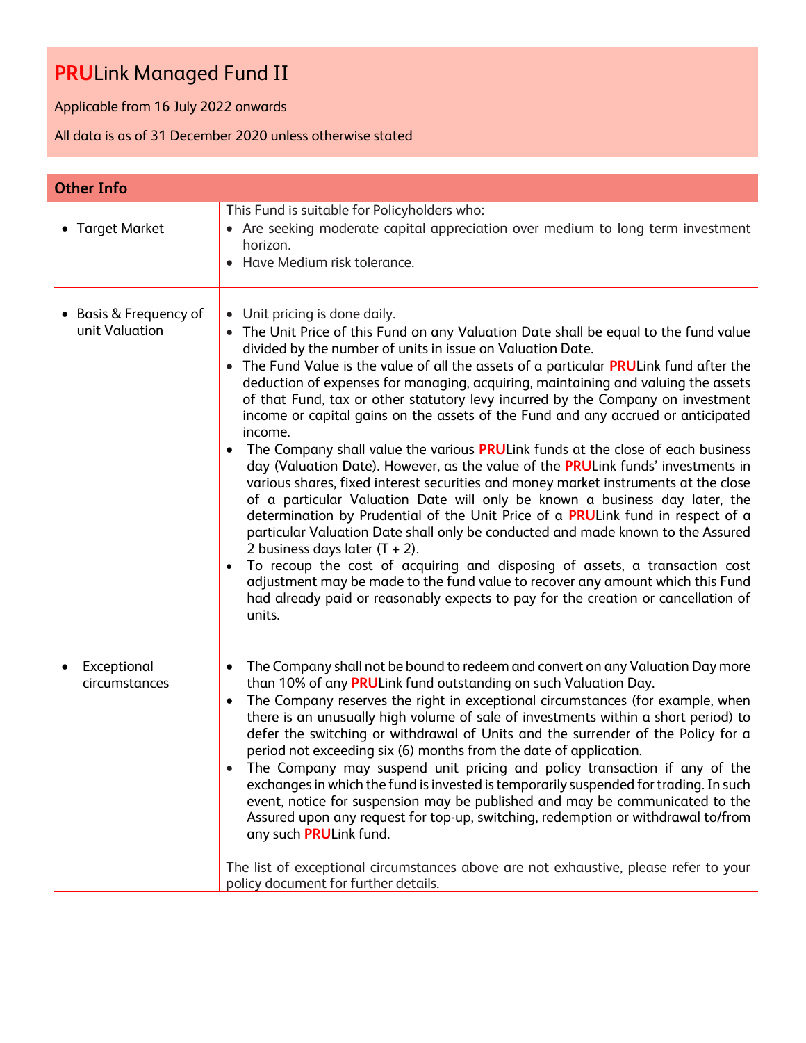# PRULink Managed Fund II

Applicable from 16 July 2022 onwards

All data is as of 31 December 2020 unless otherwise stated

## Other Info

| | |
|---|---|
| • Target Market | This Fund is suitable for Policyholders who:<br>• Are seeking moderate capital appreciation over medium to long term investment horizon.<br>• Have Medium risk tolerance. |
| • Basis & Frequency of unit Valuation | • Unit pricing is done daily.<br>• The Unit Price of this Fund on any Valuation Date shall be equal to the fund value divided by the number of units in issue on Valuation Date.<br>• The Fund Value is the value of all the assets of a particular PRULink fund after the deduction of expenses for managing, acquiring, maintaining and valuing the assets of that Fund, tax or other statutory levy incurred by the Company on investment income or capital gains on the assets of the Fund and any accrued or anticipated income.<br>• The Company shall value the various PRULink funds at the close of each business day (Valuation Date). However, as the value of the PRULink funds' investments in various shares, fixed interest securities and money market instruments at the close of a particular Valuation Date will only be known a business day later, the determination by Prudential of the Unit Price of a PRULink fund in respect of a particular Valuation Date shall only be conducted and made known to the Assured 2 business days later (T + 2).<br>• To recoup the cost of acquiring and disposing of assets, a transaction cost adjustment may be made to the fund value to recover any amount which this Fund had already paid or reasonably expects to pay for the creation or cancellation of units. |
| • Exceptional circumstances | • The Company shall not be bound to redeem and convert on any Valuation Day more than 10% of any PRULink fund outstanding on such Valuation Day.<br>• The Company reserves the right in exceptional circumstances (for example, when there is an unusually high volume of sale of investments within a short period) to defer the switching or withdrawal of Units and the surrender of the Policy for a period not exceeding six (6) months from the date of application.<br>• The Company may suspend unit pricing and policy transaction if any of the exchanges in which the fund is invested is temporarily suspended for trading. In such event, notice for suspension may be published and may be communicated to the Assured upon any request for top-up, switching, redemption or withdrawal to/from any such PRULink fund.<br><br>The list of exceptional circumstances above are not exhaustive, please refer to your policy document for further details. |